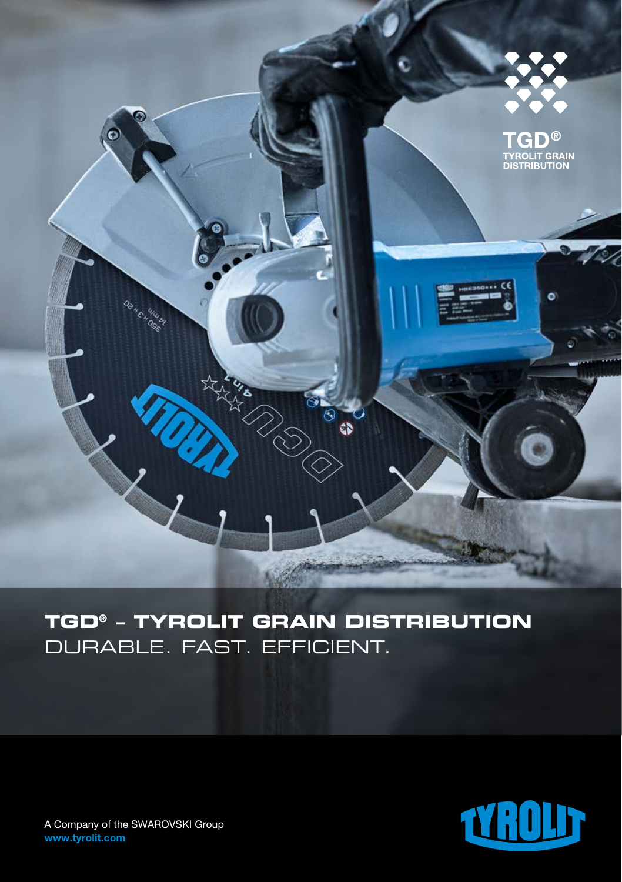TGD®
TYROLIT GRAIN DISTRIBUTION

# TGD® – TYROLIT GRAIN DISTRIBUTION

DURABLE. FAST. EFFICIENT.

A Company of the SWAROVSKI Group
**www.tyrolit.com**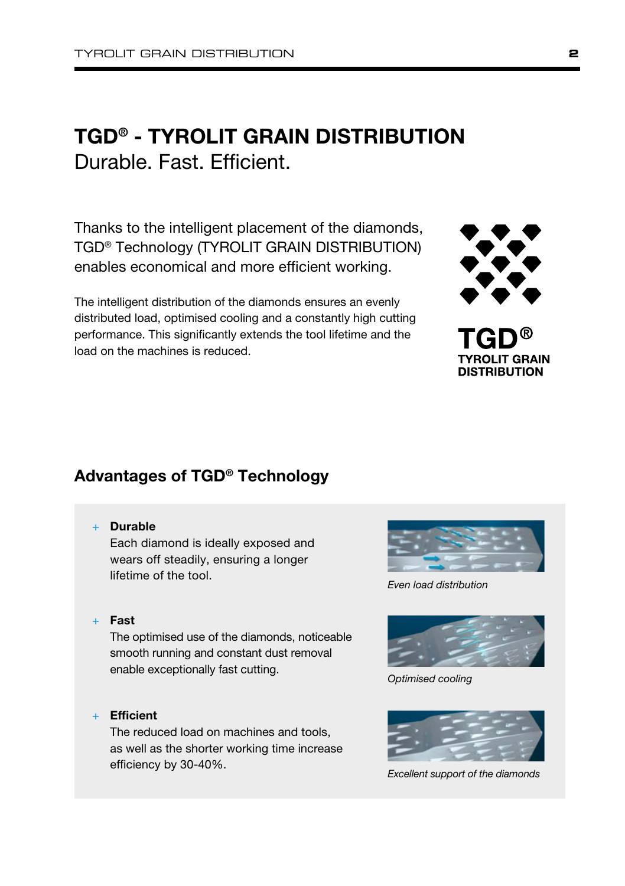# TGD® - TYROLIT GRAIN DISTRIBUTION

Durable. Fast. Efficient.

Thanks to the intelligent placement of the diamonds, TGD® Technology (TYROLIT GRAIN DISTRIBUTION) enables economical and more efficient working.

The intelligent distribution of the diamonds ensures an evenly distributed load, optimised cooling and a constantly high cutting performance. This significantly extends the tool lifetime and the load on the machines is reduced.

**TGD®**
**TYROLIT GRAIN DISTRIBUTION**

## Advantages of TGD® Technology

- **Durable**
  Each diamond is ideally exposed and wears off steadily, ensuring a longer lifetime of the tool.

*Even load distribution*

- **Fast**
  The optimised use of the diamonds, noticeable smooth running and constant dust removal enable exceptionally fast cutting.

*Optimised cooling*

- **Efficient**
  The reduced load on machines and tools, as well as the shorter working time increase efficiency by 30-40%.

*Excellent support of the diamonds*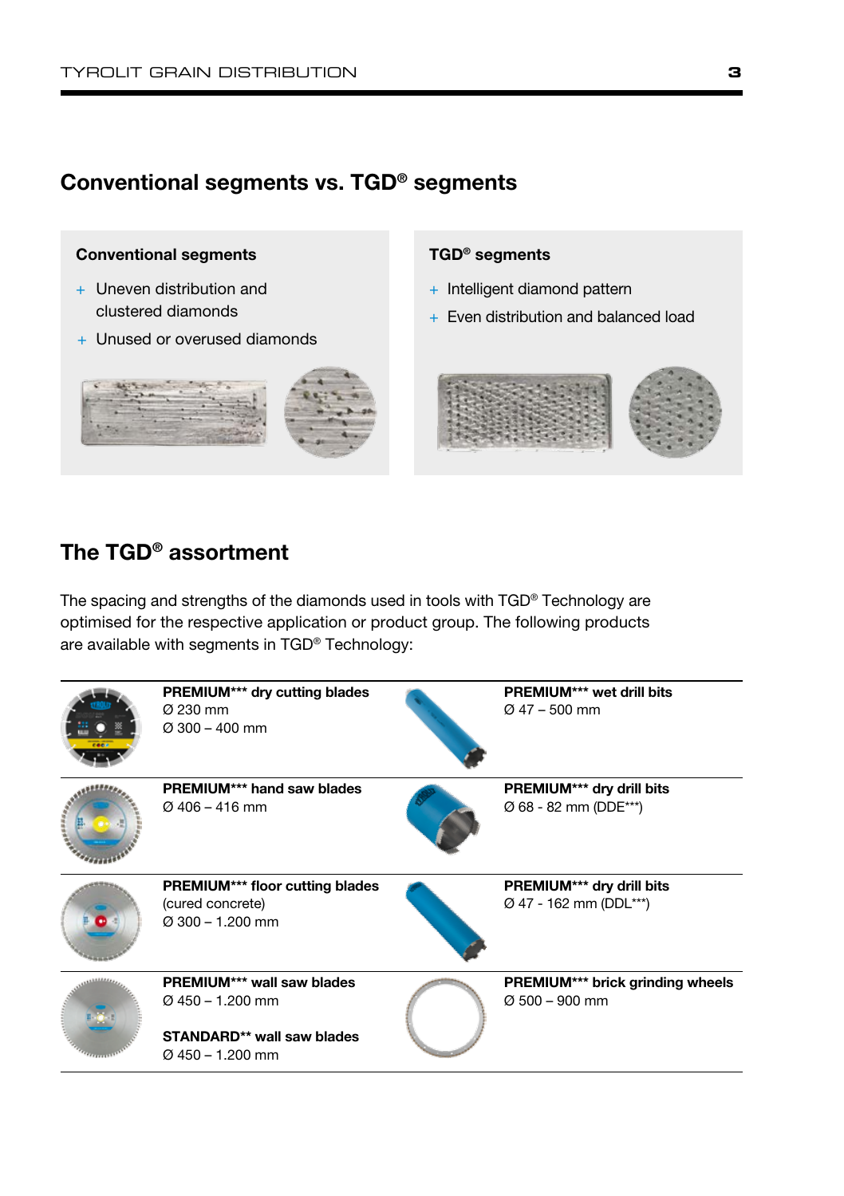## Conventional segments vs. TGD® segments

**Conventional segments**

+ Uneven distribution and clustered diamonds
+ Unused or overused diamonds

**TGD® segments**

+ Intelligent diamond pattern
+ Even distribution and balanced load

## The TGD® assortment

The spacing and strengths of the diamonds used in tools with TGD® Technology are optimised for the respective application or product group. The following products are available with segments in TGD® Technology:

**PREMIUM\*\*\* dry cutting blades**
Ø 230 mm
Ø 300 – 400 mm

**PREMIUM\*\*\* hand saw blades**
Ø 406 – 416 mm

**PREMIUM\*\*\* floor cutting blades**
(cured concrete)
Ø 300 – 1.200 mm

**PREMIUM\*\*\* wall saw blades**
Ø 450 – 1.200 mm

**STANDARD\*\* wall saw blades**
Ø 450 – 1.200 mm

**PREMIUM\*\*\* wet drill bits**
Ø 47 – 500 mm

**PREMIUM\*\*\* dry drill bits**
Ø 68 - 82 mm (DDE***)

**PREMIUM\*\*\* dry drill bits**
Ø 47 - 162 mm (DDL***)

**PREMIUM\*\*\* brick grinding wheels**
Ø 500 – 900 mm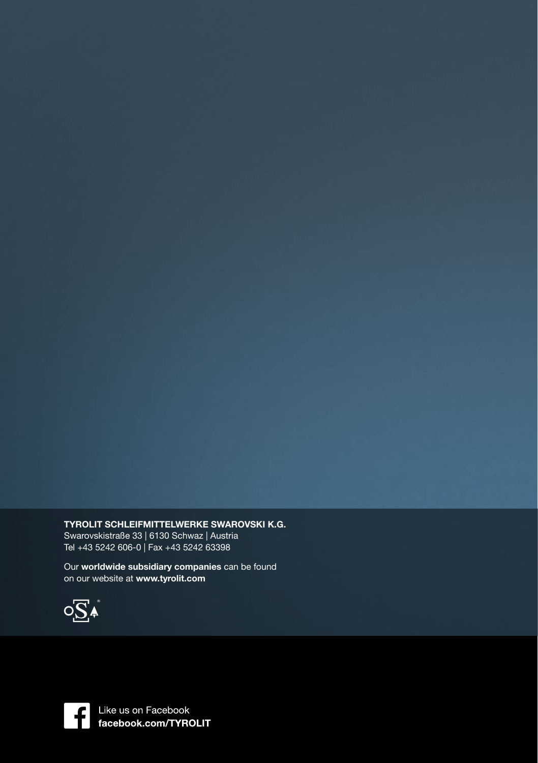**TYROLIT SCHLEIFMITTELWERKE SWAROVSKI K.G.**
Swarovskistraße 33 | 6130 Schwaz | Austria
Tel +43 5242 606-0 | Fax +43 5242 63398

Our **worldwide subsidiary companies** can be found on our website at **www.tyrolit.com**

Like us on Facebook
**facebook.com/TYROLIT**